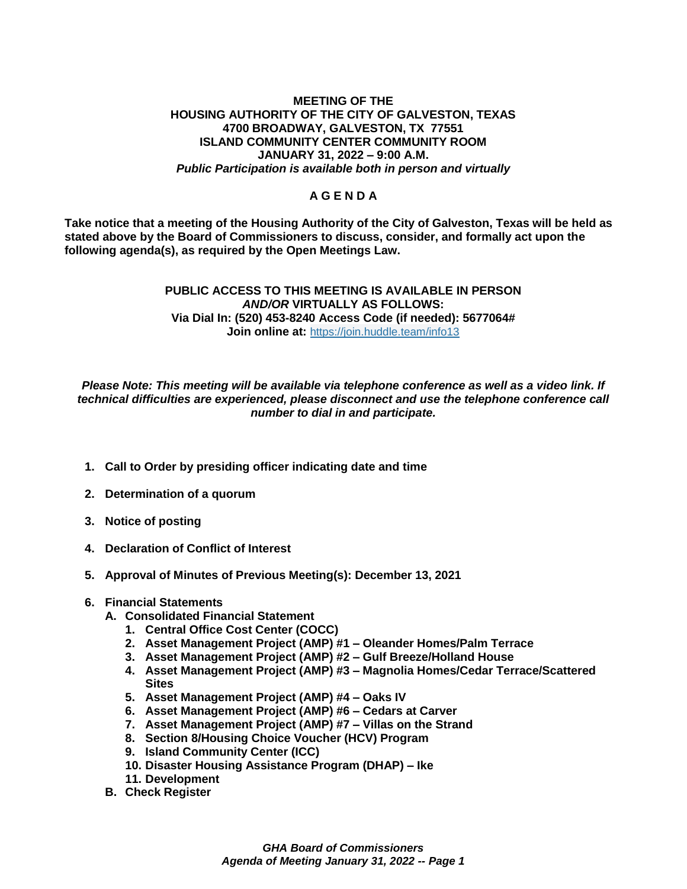**MEETING OF THE**
**HOUSING AUTHORITY OF THE CITY OF GALVESTON, TEXAS**
**4700 BROADWAY, GALVESTON, TX 77551**
**ISLAND COMMUNITY CENTER COMMUNITY ROOM**
**JANUARY 31, 2022 – 9:00 A.M.**
***Public Participation is available both in person and virtually***

# A G E N D A

**Take notice that a meeting of the Housing Authority of the City of Galveston, Texas will be held as stated above by the Board of Commissioners to discuss, consider, and formally act upon the following agenda(s), as required by the Open Meetings Law.**

**PUBLIC ACCESS TO THIS MEETING IS AVAILABLE IN PERSON *AND/OR* VIRTUALLY AS FOLLOWS:**
**Via Dial In: (520) 453-8240 Access Code (if needed): 5677064#**
**Join online at:** https://join.huddle.team/info13

***Please Note: This meeting will be available via telephone conference as well as a video link. If technical difficulties are experienced, please disconnect and use the telephone conference call number to dial in and participate.***

1. **Call to Order by presiding officer indicating date and time**
2. **Determination of a quorum**
3. **Notice of posting**
4. **Declaration of Conflict of Interest**
5. **Approval of Minutes of Previous Meeting(s): December 13, 2021**
6. **Financial Statements**
   - **A. Consolidated Financial Statement**
     1. **Central Office Cost Center (COCC)**
     2. **Asset Management Project (AMP) #1 – Oleander Homes/Palm Terrace**
     3. **Asset Management Project (AMP) #2 – Gulf Breeze/Holland House**
     4. **Asset Management Project (AMP) #3 – Magnolia Homes/Cedar Terrace/Scattered Sites**
     5. **Asset Management Project (AMP) #4 – Oaks IV**
     6. **Asset Management Project (AMP) #6 – Cedars at Carver**
     7. **Asset Management Project (AMP) #7 – Villas on the Strand**
     8. **Section 8/Housing Choice Voucher (HCV) Program**
     9. **Island Community Center (ICC)**
     10. **Disaster Housing Assistance Program (DHAP) – Ike**
     11. **Development**
   - **B. Check Register**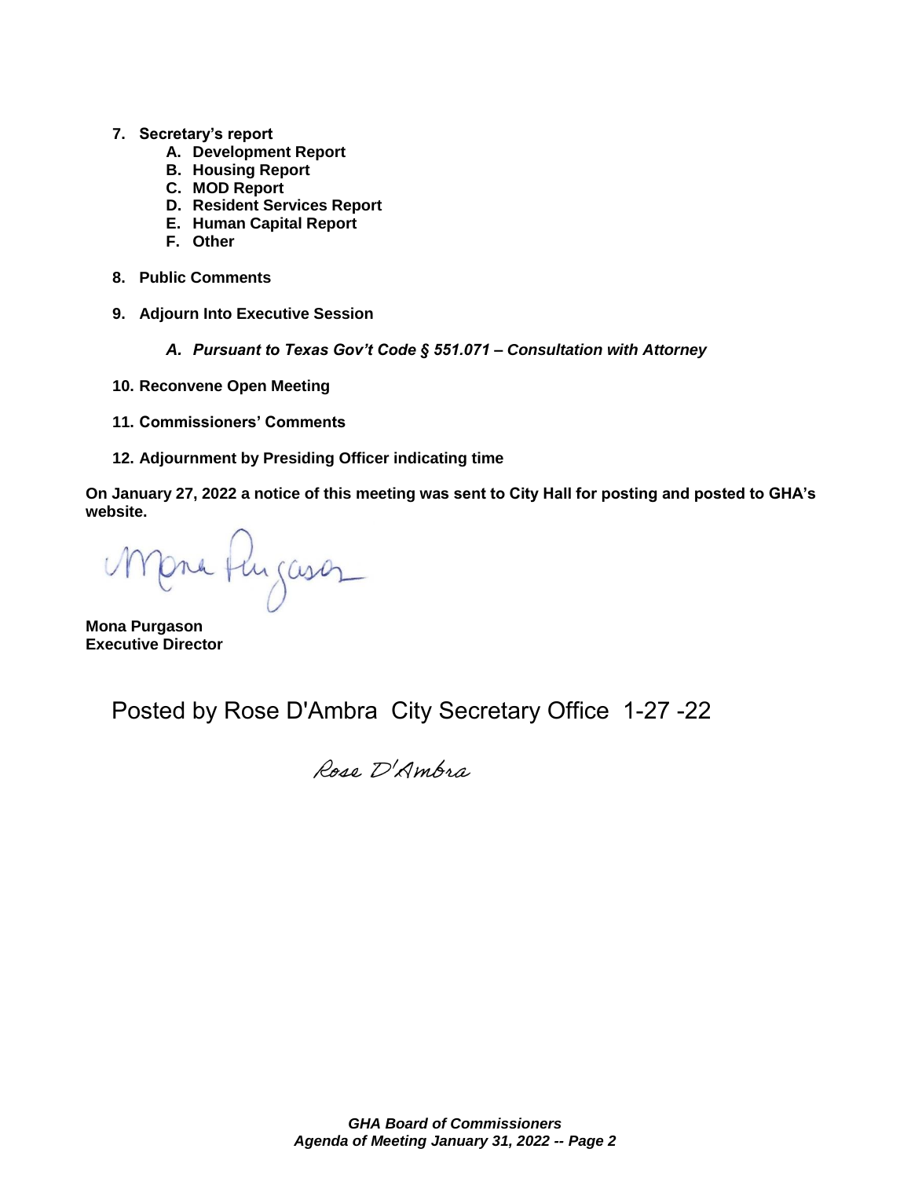7. **Secretary's report**
    - A. **Development Report**
    - B. **Housing Report**
    - C. **MOD Report**
    - D. **Resident Services Report**
    - E. **Human Capital Report**
    - F. **Other**

8. **Public Comments**

9. **Adjourn Into Executive Session**

    - ***A. Pursuant to Texas Gov't Code § 551.071 – Consultation with Attorney***

10. **Reconvene Open Meeting**

11. **Commissioners' Comments**

12. **Adjournment by Presiding Officer indicating time**

**On January 27, 2022 a notice of this meeting was sent to City Hall for posting and posted to GHA's website.**

Mona Purgason

**Mona Purgason**
**Executive Director**

Posted by Rose D'Ambra City Secretary Office 1-27 -22

Rose D'Ambra